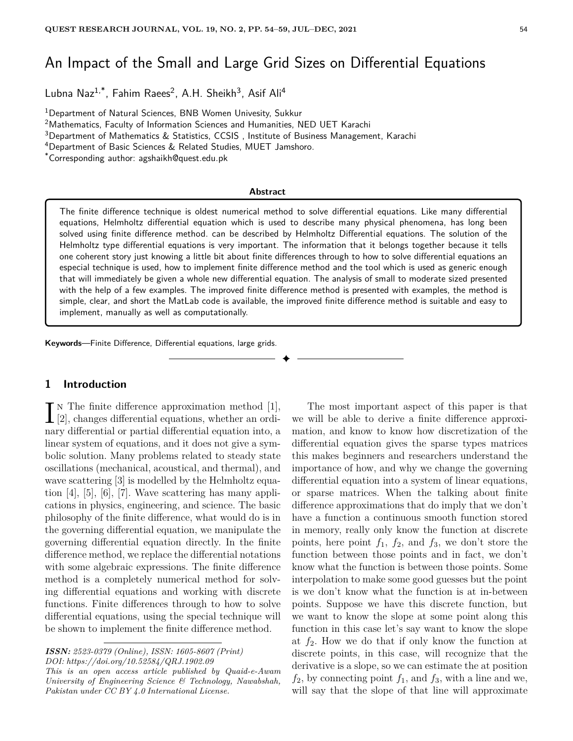# An Impact of the Small and Large Grid Sizes on Differential Equations

Lubna Naz[1,*], Fahim Raees[2], A.H. Sheikh[3], Asif Ali[4]

[1]Department of Natural Sciences, BNB Women Univesity, Sukkur

[2]Mathematics, Faculty of Information Sciences and Humanities, NED UET Karachi

[3]Department of Mathematics & Statistics, CCSIS , Institute of Business Management, Karachi

[4]Department of Basic Sciences & Related Studies, MUET Jamshoro.

[*]Corresponding author: agshaikh@quest.edu.pk

**Abstract**

The finite difference technique is oldest numerical method to solve differential equations. Like many differential equations, Helmholtz differential equation which is used to describe many physical phenomena, has long been solved using finite difference method. can be described by Helmholtz Differential equations. The solution of the Helmholtz type differential equations is very important. The information that it belongs together because it tells one coherent story just knowing a little bit about finite differences through to how to solve differential equations an especial technique is used, how to implement finite difference method and the tool which is used as generic enough that will immediately be given a whole new differential equation. The analysis of small to moderate sized presented with the help of a few examples. The improved finite difference method is presented with examples, the method is simple, clear, and short the MatLab code is available, the improved finite difference method is suitable and easy to implement, manually as well as computationally.

**Keywords**—Finite Difference, Differential equations, large grids.

## 1 Introduction

IN The finite difference approximation method [1], [2], changes differential equations, whether an ordinary differential or partial differential equation into, a linear system of equations, and it does not give a symbolic solution. Many problems related to steady state oscillations (mechanical, acoustical, and thermal), and wave scattering [3] is modelled by the Helmholtz equation [4], [5], [6], [7]. Wave scattering has many applications in physics, engineering, and science. The basic philosophy of the finite difference, what would do is in the governing differential equation, we manipulate the governing differential equation directly. In the finite difference method, we replace the differential notations with some algebraic expressions. The finite difference method is a completely numerical method for solving differential equations and working with discrete functions. Finite differences through to how to solve differential equations, using the special technique will be shown to implement the finite difference method.

*ISSN: 2523-0379 (Online), ISSN: 1605-8607 (Print)*
*DOI: https://doi.org/10.52584/QRJ.1902.09*
*This is an open access article published by Quaid-e-Awam University of Engineering Science & Technology, Nawabshah, Pakistan under CC BY 4.0 International License.*

The most important aspect of this paper is that we will be able to derive a finite difference approximation, and know to know how discretization of the differential equation gives the sparse types matrices this makes beginners and researchers understand the importance of how, and why we change the governing differential equation into a system of linear equations, or sparse matrices. When the talking about finite difference approximations that do imply that we don't have a function a continuous smooth function stored in memory, really only know the function at discrete points, here point $f_1$, $f_2$, and $f_3$, we don't store the function between those points and in fact, we don't know what the function is between those points. Some interpolation to make some good guesses but the point is we don't know what the function is at in-between points. Suppose we have this discrete function, but we want to know the slope at some point along this function in this case let's say want to know the slope at $f_2$. How we do that if only know the function at discrete points, in this case, will recognize that the derivative is a slope, so we can estimate the at position $f_2$, by connecting point $f_1$, and $f_3$, with a line and we, will say that the slope of that line will approximate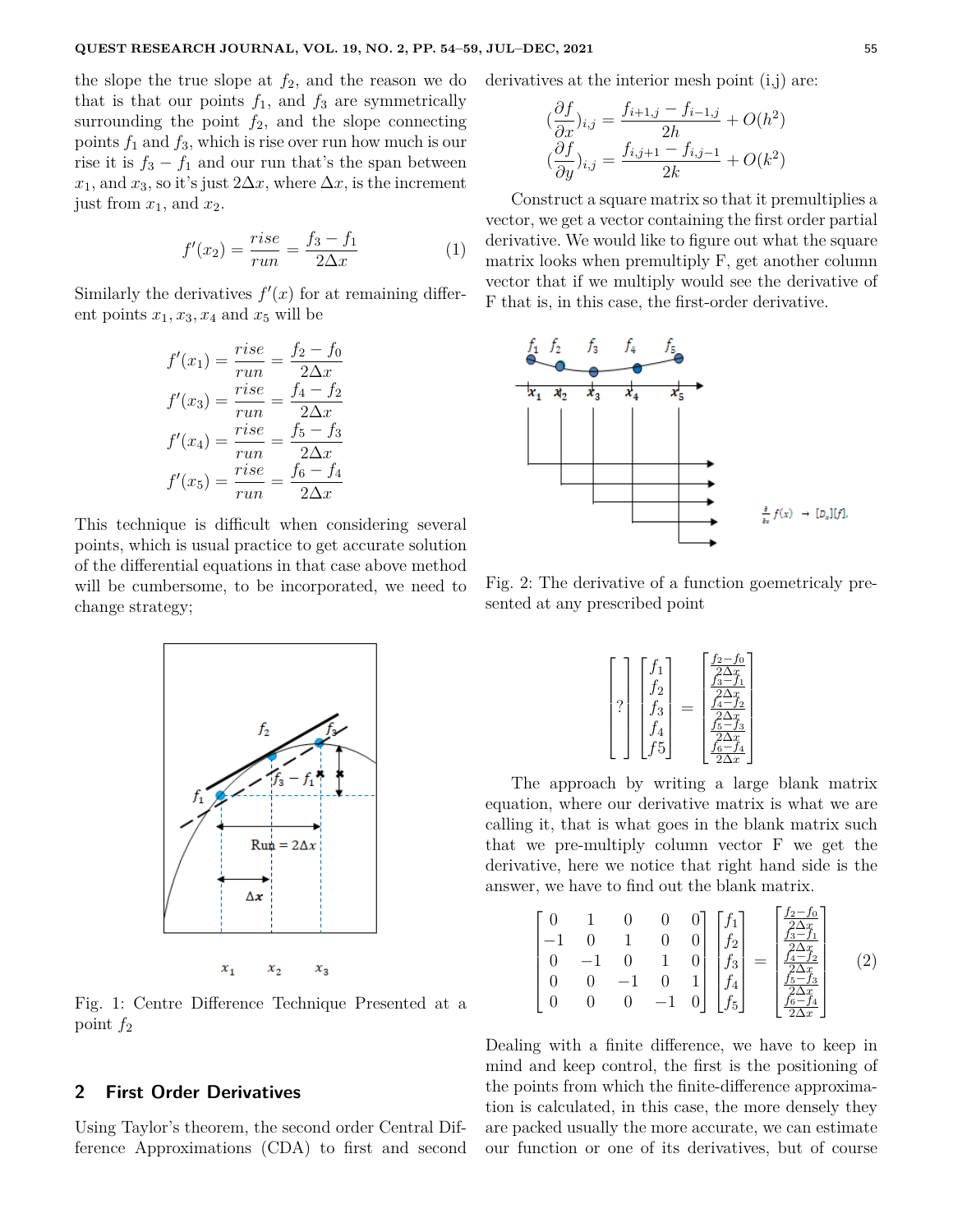the slope the true slope at $f_2$, and the reason we do that is that our points $f_1$, and $f_3$ are symmetrically surrounding the point $f_2$, and the slope connecting points $f_1$ and $f_3$, which is rise over run how much is our rise it is $f_3 - f_1$ and our run that's the span between $x_1$, and $x_3$, so it's just $2\Delta x$, where $\Delta x$, is the increment just from $x_1$, and $x_2$.

$$f'(x_2) = \frac{rise}{run} = \frac{f_3 - f_1}{2\Delta x} \tag{1}$$

Similarly the derivatives $f'(x)$ for at remaining different points $x_1, x_3, x_4$ and $x_5$ will be

$$f'(x_1) = \frac{rise}{run} = \frac{f_2 - f_0}{2\Delta x}$$
$$f'(x_3) = \frac{rise}{run} = \frac{f_4 - f_2}{2\Delta x}$$
$$f'(x_4) = \frac{rise}{run} = \frac{f_5 - f_3}{2\Delta x}$$
$$f'(x_5) = \frac{rise}{run} = \frac{f_6 - f_4}{2\Delta x}$$

This technique is difficult when considering several points, which is usual practice to get accurate solution of the differential equations in that case above method will be cumbersome, to be incorporated, we need to change strategy;

Fig. 1: Centre Difference Technique Presented at a point $f_2$

## 2 First Order Derivatives

Using Taylor's theorem, the second order Central Difference Approximations (CDA) to first and second derivatives at the interior mesh point (i,j) are:

$$(\frac{\partial f}{\partial x})_{i,j} = \frac{f_{i+1,j} - f_{i-1,j}}{2h} + O(h^2)$$
$$(\frac{\partial f}{\partial y})_{i,j} = \frac{f_{i,j+1} - f_{i,j-1}}{2k} + O(k^2)$$

Construct a square matrix so that it premultiplies a vector, we get a vector containing the first order partial derivative. We would like to figure out what the square matrix looks when premultiply F, get another column vector that if we multiply would see the derivative of F that is, in this case, the first-order derivative.

Fig. 2: The derivative of a function goemetricaly presented at any prescribed point

$$\begin{bmatrix} & ? & \end{bmatrix} \begin{bmatrix} f_1 \\ f_2 \\ f_3 \\ f_4 \\ f5 \end{bmatrix} = \begin{bmatrix} \frac{f_2 - f_0}{2\Delta x} \\ \frac{f_3 - f_1}{2\Delta x} \\ \frac{f_4 - f_2}{2\Delta x} \\ \frac{f_5 - f_3}{2\Delta x} \\ \frac{f_6 - f_4}{2\Delta x} \end{bmatrix}$$

The approach by writing a large blank matrix equation, where our derivative matrix is what we are calling it, that is what goes in the blank matrix such that we pre-multiply column vector F we get the derivative, here we notice that right hand side is the answer, we have to find out the blank matrix.

$$\begin{bmatrix} 0 & 1 & 0 & 0 & 0 \\ -1 & 0 & 1 & 0 & 0 \\ 0 & -1 & 0 & 1 & 0 \\ 0 & 0 & -1 & 0 & 1 \\ 0 & 0 & 0 & -1 & 0 \end{bmatrix} \begin{bmatrix} f_1 \\ f_2 \\ f_3 \\ f_4 \\ f_5 \end{bmatrix} = \begin{bmatrix} \frac{f_2 - f_0}{2\Delta x} \\ \frac{f_3 - f_1}{2\Delta x} \\ \frac{f_4 - f_2}{2\Delta x} \\ \frac{f_5 - f_3}{2\Delta x} \\ \frac{f_6 - f_4}{2\Delta x} \end{bmatrix} \tag{2}$$

Dealing with a finite difference, we have to keep in mind and keep control, the first is the positioning of the points from which the finite-difference approximation is calculated, in this case, the more densely they are packed usually the more accurate, we can estimate our function or one of its derivatives, but of course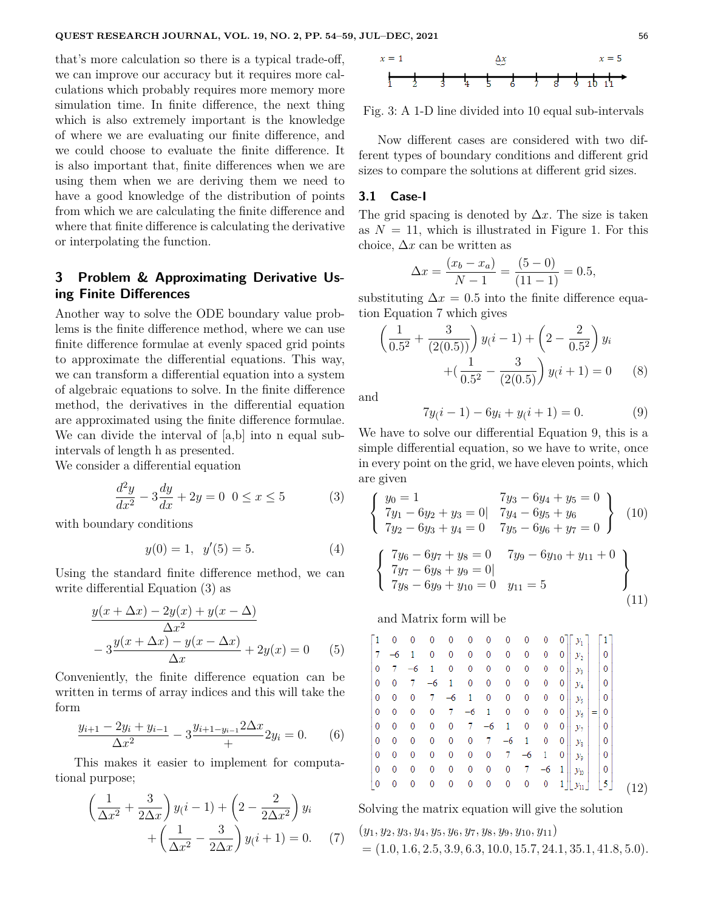that's more calculation so there is a typical trade-off, we can improve our accuracy but it requires more calculations which probably requires more memory more simulation time. In finite difference, the next thing which is also extremely important is the knowledge of where we are evaluating our finite difference, and we could choose to evaluate the finite difference. It is also important that, finite differences when we are using them when we are deriving them we need to have a good knowledge of the distribution of points from which we are calculating the finite difference and where that finite difference is calculating the derivative or interpolating the function.

## 3 Problem & Approximating Derivative Using Finite Differences

Another way to solve the ODE boundary value problems is the finite difference method, where we can use finite difference formulae at evenly spaced grid points to approximate the differential equations. This way, we can transform a differential equation into a system of algebraic equations to solve. In the finite difference method, the derivatives in the differential equation are approximated using the finite difference formulae. We can divide the interval of [a,b] into n equal sub-intervals of length h as presented.
We consider a differential equation

$$\frac{d^2y}{dx^2} - 3\frac{dy}{dx} + 2y = 0 \quad 0 \le x \le 5 \tag{3}$$

with boundary conditions

$$y(0) = 1, \;\; y'(5) = 5. \tag{4}$$

Using the standard finite difference method, we can write differential Equation (3) as

$$\frac{y(x+\Delta x) - 2y(x) + y(x-\Delta)}{\Delta x^2} - 3\frac{y(x+\Delta x) - y(x-\Delta x)}{\Delta x} + 2y(x) = 0 \tag{5}$$

Conveniently, the finite difference equation can be written in terms of array indices and this will take the form

$$\frac{y_{i+1} - 2y_i + y_{i-1}}{\Delta x^2} - 3\frac{y_{i+1-y_{i-1}}2\Delta x}{+}2y_i = 0. \tag{6}$$

This makes it easier to implement for computational purpose;

$$\left(\frac{1}{\Delta x^2} + \frac{3}{2\Delta x}\right) y_(i-1) + \left(2 - \frac{2}{2\Delta x^2}\right) y_i + \left(\frac{1}{\Delta x^2} - \frac{3}{2\Delta x}\right) y_(i+1) = 0. \tag{7}$$

x = 1 — Δx — x = 5

1 2 3 4 5 6 7 8 9 10 11

Fig. 3: A 1-D line divided into 10 equal sub-intervals

Now different cases are considered with two different types of boundary conditions and different grid sizes to compare the solutions at different grid sizes.

### 3.1 Case-I

The grid spacing is denoted by $\Delta x$. The size is taken as $N = 11$, which is illustrated in Figure 1. For this choice, $\Delta x$ can be written as

$$\Delta x = \frac{(x_b - x_a)}{N-1} = \frac{(5-0)}{(11-1)} = 0.5,$$

substituting $\Delta x = 0.5$ into the finite difference equation Equation 7 which gives

$$\left(\frac{1}{0.5^2} + \frac{3}{(2(0.5))}\right) y_(i-1) + \left(2 - \frac{2}{0.5^2}\right) y_i + (\frac{1}{0.5^2} - \frac{3}{(2(0.5)}\Bigg) y_(i+1) = 0 \tag{8}$$

and

$$7y_(i-1) - 6y_i + y_(i+1) = 0. \tag{9}$$

We have to solve our differential Equation 9, this is a simple differential equation, so we have to write, once in every point on the grid, we have eleven points, which are given

$$\left\{ \begin{array}{ll} y_0 = 1 & 7y_3 - 6y_4 + y_5 = 0 \\ 7y_1 - 6y_2 + y_3 = 0| & 7y_4 - 6y_5 + y_6 \\ 7y_2 - 6y_3 + y_4 = 0 & 7y_5 - 6y_6 + y_7 = 0 \end{array} \right\} \tag{10}$$

$$\left\{ \begin{array}{ll} 7y_6 - 6y_7 + y_8 = 0 & 7y_9 - 6y_{10} + y_{11} + 0 \\ 7y_7 - 6y_8 + y_9 = 0| & \\ 7y_8 - 6y_9 + y_{10} = 0 & y_{11} = 5 \end{array} \right\} \tag{11}$$

and Matrix form will be

$$\begin{bmatrix} 1 & 0 & 0 & 0 & 0 & 0 & 0 & 0 & 0 & 0 & 0 \\ 7 & -6 & 1 & 0 & 0 & 0 & 0 & 0 & 0 & 0 & 0 \\ 0 & 7 & -6 & 1 & 0 & 0 & 0 & 0 & 0 & 0 & 0 \\ 0 & 0 & 7 & -6 & 1 & 0 & 0 & 0 & 0 & 0 & 0 \\ 0 & 0 & 0 & 7 & -6 & 1 & 0 & 0 & 0 & 0 & 0 \\ 0 & 0 & 0 & 0 & 7 & -6 & 1 & 0 & 0 & 0 & 0 \\ 0 & 0 & 0 & 0 & 0 & 7 & -6 & 1 & 0 & 0 & 0 \\ 0 & 0 & 0 & 0 & 0 & 0 & 7 & -6 & 1 & 0 & 0 \\ 0 & 0 & 0 & 0 & 0 & 0 & 0 & 7 & -6 & 1 & 0 \\ 0 & 0 & 0 & 0 & 0 & 0 & 0 & 0 & 7 & -6 & 1 \\ 0 & 0 & 0 & 0 & 0 & 0 & 0 & 0 & 0 & 0 & 1 \end{bmatrix} \begin{bmatrix} y_1 \\ y_2 \\ y_3 \\ y_4 \\ y_5 \\ y_6 \\ y_7 \\ y_8 \\ y_9 \\ y_{10} \\ y_{11} \end{bmatrix} = \begin{bmatrix} 1 \\ 0 \\ 0 \\ 0 \\ 0 \\ 0 \\ 0 \\ 0 \\ 0 \\ 0 \\ 5 \end{bmatrix} \tag{12}$$

Solving the matrix equation will give the solution

$$(y_1, y_2, y_3, y_4, y_5, y_6, y_7, y_8, y_9, y_{10}, y_{11}) = (1.0, 1.6, 2.5, 3.9, 6.3, 10.0, 15.7, 24.1, 35.1, 41.8, 5.0).$$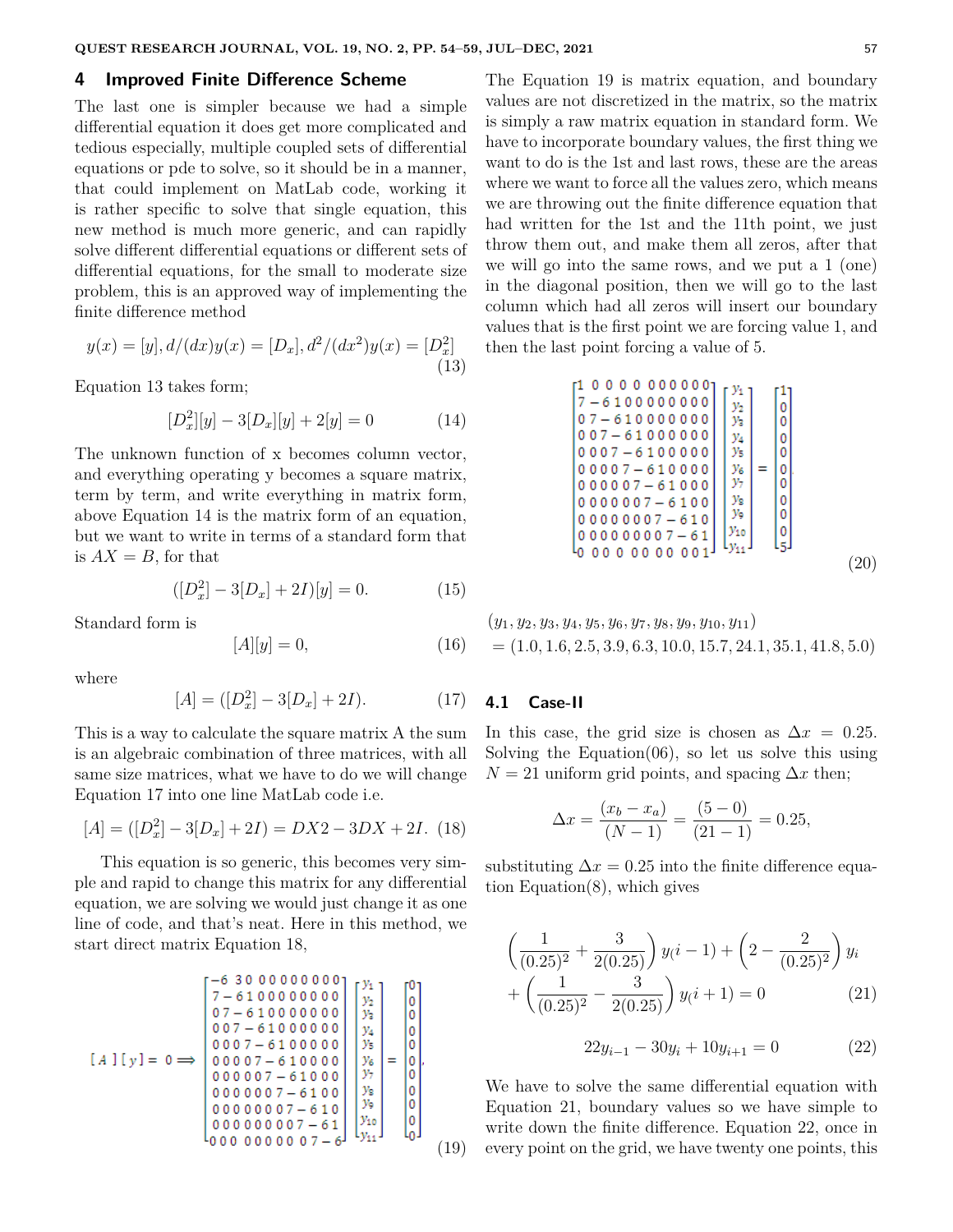## 4 Improved Finite Difference Scheme

The last one is simpler because we had a simple differential equation it does get more complicated and tedious especially, multiple coupled sets of differential equations or pde to solve, so it should be in a manner, that could implement on MatLab code, working it is rather specific to solve that single equation, this new method is much more generic, and can rapidly solve different differential equations or different sets of differential equations, for the small to moderate size problem, this is an approved way of implementing the finite difference method

$$y(x) = [y], d/(dx)y(x) = [D_x], d^2/(dx^2)y(x) = [D_x^2] \tag{13}$$

Equation 13 takes form;

$$[D_x^2][y] - 3[D_x][y] + 2[y] = 0 \tag{14}$$

The unknown function of x becomes column vector, and everything operating y becomes a square matrix, term by term, and write everything in matrix form, above Equation 14 is the matrix form of an equation, but we want to write in terms of a standard form that is $AX = B$, for that

$$([D_x^2] - 3[D_x] + 2I)[y] = 0. \tag{15}$$

Standard form is

$$[A][y] = 0, \tag{16}$$

where

$$[A] = ([D_x^2] - 3[D_x] + 2I). \tag{17}$$

This is a way to calculate the square matrix A the sum is an algebraic combination of three matrices, with all same size matrices, what we have to do we will change Equation 17 into one line MatLab code i.e.

$$[A] = ([D_x^2] - 3[D_x] + 2I) = DX2 - 3DX + 2I. \tag{18}$$

This equation is so generic, this becomes very simple and rapid to change this matrix for any differential equation, we are solving we would just change it as one line of code, and that's neat. Here in this method, we start direct matrix Equation 18,

$$[A][y] = 0 \Longrightarrow \begin{bmatrix} -6 & 3 & 0 & 0 & 0 & 0 & 0 & 0 & 0 & 0 & 0 \\ 7 & -6 & 1 & 0 & 0 & 0 & 0 & 0 & 0 & 0 & 0 \\ 0 & 7 & -6 & 1 & 0 & 0 & 0 & 0 & 0 & 0 & 0 \\ 0 & 0 & 7 & -6 & 1 & 0 & 0 & 0 & 0 & 0 & 0 \\ 0 & 0 & 0 & 7 & -6 & 1 & 0 & 0 & 0 & 0 & 0 \\ 0 & 0 & 0 & 0 & 7 & -6 & 1 & 0 & 0 & 0 & 0 \\ 0 & 0 & 0 & 0 & 0 & 7 & -6 & 1 & 0 & 0 & 0 \\ 0 & 0 & 0 & 0 & 0 & 0 & 7 & -6 & 1 & 0 & 0 \\ 0 & 0 & 0 & 0 & 0 & 0 & 0 & 7 & -6 & 1 & 0 \\ 0 & 0 & 0 & 0 & 0 & 0 & 0 & 0 & 7 & -6 & 1 \\ 0 & 0 & 0 & 0 & 0 & 0 & 0 & 0 & 0 & 7 & -6 \end{bmatrix} \begin{bmatrix} y_1 \\ y_2 \\ y_3 \\ y_4 \\ y_5 \\ y_6 \\ y_7 \\ y_8 \\ y_9 \\ y_{10} \\ y_{11} \end{bmatrix} = \begin{bmatrix} 0 \\ 0 \\ 0 \\ 0 \\ 0 \\ 0 \\ 0 \\ 0 \\ 0 \\ 0 \\ 0 \end{bmatrix}. \tag{19}$$

The Equation 19 is matrix equation, and boundary values are not discretized in the matrix, so the matrix is simply a raw matrix equation in standard form. We have to incorporate boundary values, the first thing we want to do is the 1st and last rows, these are the areas where we want to force all the values zero, which means we are throwing out the finite difference equation that had written for the 1st and the 11th point, we just throw them out, and make them all zeros, after that we will go into the same rows, and we put a 1 (one) in the diagonal position, then we will go to the last column which had all zeros will insert our boundary values that is the first point we are forcing value 1, and then the last point forcing a value of 5.

$$\begin{bmatrix} 1 & 0 & 0 & 0 & 0 & 0 & 0 & 0 & 0 & 0 & 0 \\ 7 & -6 & 1 & 0 & 0 & 0 & 0 & 0 & 0 & 0 & 0 \\ 0 & 7 & -6 & 1 & 0 & 0 & 0 & 0 & 0 & 0 & 0 \\ 0 & 0 & 7 & -6 & 1 & 0 & 0 & 0 & 0 & 0 & 0 \\ 0 & 0 & 0 & 7 & -6 & 1 & 0 & 0 & 0 & 0 & 0 \\ 0 & 0 & 0 & 0 & 7 & -6 & 1 & 0 & 0 & 0 & 0 \\ 0 & 0 & 0 & 0 & 0 & 7 & -6 & 1 & 0 & 0 & 0 \\ 0 & 0 & 0 & 0 & 0 & 0 & 7 & -6 & 1 & 0 & 0 \\ 0 & 0 & 0 & 0 & 0 & 0 & 0 & 7 & -6 & 1 & 0 \\ 0 & 0 & 0 & 0 & 0 & 0 & 0 & 0 & 7 & -6 & 1 \\ 0 & 0 & 0 & 0 & 0 & 0 & 0 & 0 & 0 & 0 & 1 \end{bmatrix} \begin{bmatrix} y_1 \\ y_2 \\ y_3 \\ y_4 \\ y_5 \\ y_6 \\ y_7 \\ y_8 \\ y_9 \\ y_{10} \\ y_{11} \end{bmatrix} = \begin{bmatrix} 1 \\ 0 \\ 0 \\ 0 \\ 0 \\ 0 \\ 0 \\ 0 \\ 0 \\ 0 \\ 5 \end{bmatrix} \tag{20}$$

$$(y_1, y_2, y_3, y_4, y_5, y_6, y_7, y_8, y_9, y_{10}, y_{11})$$
$$= (1.0, 1.6, 2.5, 3.9, 6.3, 10.0, 15.7, 24.1, 35.1, 41.8, 5.0)$$

### 4.1 Case-II

In this case, the grid size is chosen as $\Delta x = 0.25$. Solving the Equation(06), so let us solve this using $N = 21$ uniform grid points, and spacing $\Delta x$ then;

$$\Delta x = \frac{(x_b - x_a)}{(N-1)} = \frac{(5-0)}{(21-1)} = 0.25,$$

substituting $\Delta x = 0.25$ into the finite difference equation Equation(8), which gives

$$\left(\frac{1}{(0.25)^2} + \frac{3}{2(0.25)}\right) y_(i-1) + \left(2 - \frac{2}{(0.25)^2}\right) y_i + \left(\frac{1}{(0.25)^2} - \frac{3}{2(0.25)}\right) y_(i+1) = 0 \tag{21}$$

$$22y_{i-1} - 30y_i + 10y_{i+1} = 0 \tag{22}$$

We have to solve the same differential equation with Equation 21, boundary values so we have simple to write down the finite difference. Equation 22, once in every point on the grid, we have twenty one points, this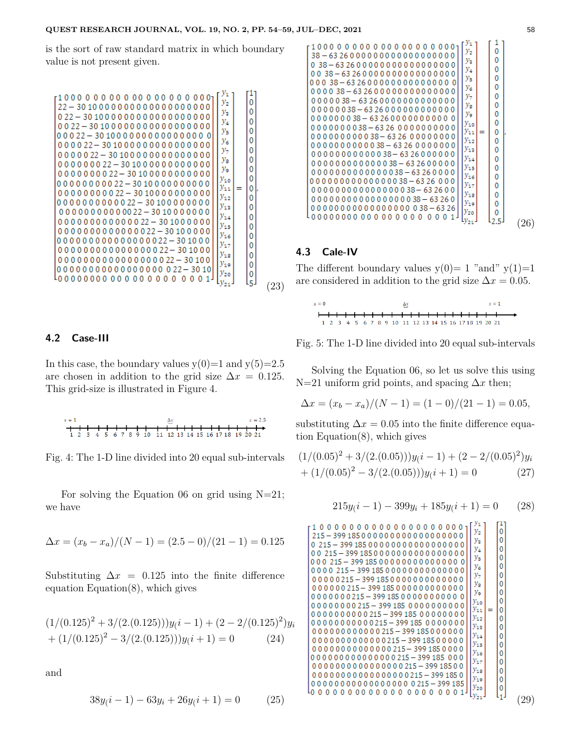is the sort of raw standard matrix in which boundary value is not present given.

$$\begin{bmatrix} 1 & 0 & 0 & 0 & 0 & 0 & 0 & 0 & 0 & 0 & 0 & 0 & 0 & 0 & 0 & 0 & 0 & 0 & 0 & 0 & 0 \\ 22 & -30 & 10 & 0 & 0 & 0 & 0 & 0 & 0 & 0 & 0 & 0 & 0 & 0 & 0 & 0 & 0 & 0 & 0 & 0 & 0 \\ 0 & 22 & -30 & 10 & 0 & 0 & 0 & 0 & 0 & 0 & 0 & 0 & 0 & 0 & 0 & 0 & 0 & 0 & 0 & 0 & 0 \\ 0 & 0 & 22 & -30 & 10 & 0 & 0 & 0 & 0 & 0 & 0 & 0 & 0 & 0 & 0 & 0 & 0 & 0 & 0 & 0 & 0 \\ 0 & 0 & 0 & 22 & -30 & 10 & 0 & 0 & 0 & 0 & 0 & 0 & 0 & 0 & 0 & 0 & 0 & 0 & 0 & 0 & 0 \\ 0 & 0 & 0 & 0 & 22 & -30 & 10 & 0 & 0 & 0 & 0 & 0 & 0 & 0 & 0 & 0 & 0 & 0 & 0 & 0 & 0 \\ 0 & 0 & 0 & 0 & 0 & 22 & -30 & 10 & 0 & 0 & 0 & 0 & 0 & 0 & 0 & 0 & 0 & 0 & 0 & 0 & 0 \\ 0 & 0 & 0 & 0 & 0 & 0 & 22 & -30 & 10 & 0 & 0 & 0 & 0 & 0 & 0 & 0 & 0 & 0 & 0 & 0 & 0 \\ 0 & 0 & 0 & 0 & 0 & 0 & 0 & 22 & -30 & 10 & 0 & 0 & 0 & 0 & 0 & 0 & 0 & 0 & 0 & 0 & 0 \\ 0 & 0 & 0 & 0 & 0 & 0 & 0 & 0 & 22 & -30 & 10 & 0 & 0 & 0 & 0 & 0 & 0 & 0 & 0 & 0 & 0 \\ 0 & 0 & 0 & 0 & 0 & 0 & 0 & 0 & 0 & 22 & -30 & 10 & 0 & 0 & 0 & 0 & 0 & 0 & 0 & 0 & 0 \\ 0 & 0 & 0 & 0 & 0 & 0 & 0 & 0 & 0 & 0 & 22 & -30 & 10 & 0 & 0 & 0 & 0 & 0 & 0 & 0 & 0 \\ 0 & 0 & 0 & 0 & 0 & 0 & 0 & 0 & 0 & 0 & 0 & 22 & -30 & 10 & 0 & 0 & 0 & 0 & 0 & 0 & 0 \\ 0 & 0 & 0 & 0 & 0 & 0 & 0 & 0 & 0 & 0 & 0 & 0 & 22 & -30 & 10 & 0 & 0 & 0 & 0 & 0 & 0 \\ 0 & 0 & 0 & 0 & 0 & 0 & 0 & 0 & 0 & 0 & 0 & 0 & 0 & 22 & -30 & 10 & 0 & 0 & 0 & 0 & 0 \\ 0 & 0 & 0 & 0 & 0 & 0 & 0 & 0 & 0 & 0 & 0 & 0 & 0 & 0 & 22 & -30 & 10 & 0 & 0 & 0 & 0 \\ 0 & 0 & 0 & 0 & 0 & 0 & 0 & 0 & 0 & 0 & 0 & 0 & 0 & 0 & 0 & 22 & -30 & 10 & 0 & 0 & 0 \\ 0 & 0 & 0 & 0 & 0 & 0 & 0 & 0 & 0 & 0 & 0 & 0 & 0 & 0 & 0 & 0 & 22 & -30 & 10 & 0 & 0 \\ 0 & 0 & 0 & 0 & 0 & 0 & 0 & 0 & 0 & 0 & 0 & 0 & 0 & 0 & 0 & 0 & 0 & 22 & -30 & 10 & 0 \\ 0 & 0 & 0 & 0 & 0 & 0 & 0 & 0 & 0 & 0 & 0 & 0 & 0 & 0 & 0 & 0 & 0 & 0 & 22 & -30 & 10 \\ 0 & 0 & 0 & 0 & 0 & 0 & 0 & 0 & 0 & 0 & 0 & 0 & 0 & 0 & 0 & 0 & 0 & 0 & 0 & 0 & 1 \end{bmatrix} \begin{bmatrix} y_1 \\ y_2 \\ y_3 \\ y_4 \\ y_5 \\ y_6 \\ y_7 \\ y_8 \\ y_9 \\ y_{10} \\ y_{11} \\ y_{12} \\ y_{13} \\ y_{14} \\ y_{15} \\ y_{16} \\ y_{17} \\ y_{18} \\ y_{19} \\ y_{20} \\ y_{21} \end{bmatrix} = \begin{bmatrix} 1 \\ 0 \\ 0 \\ 0 \\ 0 \\ 0 \\ 0 \\ 0 \\ 0 \\ 0 \\ 0 \\ 0 \\ 0 \\ 0 \\ 0 \\ 0 \\ 0 \\ 0 \\ 0 \\ 0 \\ 5 \end{bmatrix}. \tag{23}$$

### 4.2 Case-III

In this case, the boundary values y(0)=1 and y(5)=2.5 are chosen in addition to the grid size $\Delta x = 0.125$. This grid-size is illustrated in Figure 4.

Fig. 4: The 1-D line divided into 20 equal sub-intervals

For solving the Equation 06 on grid using N=21; we have

$$\Delta x = (x_b - x_a)/(N-1) = (2.5-0)/(21-1) = 0.125$$

Substituting $\Delta x = 0.125$ into the finite difference equation Equation(8), which gives

$$(1/(0.125)^2 + 3/(2.(0.125)))y_(i-1) + (2 - 2/(0.125)^2)y_i + (1/(0.125)^2 - 3/(2.(0.125)))y_(i+1) = 0 \tag{24}$$

and

$$38y_(i-1) - 63y_i + 26y_(i+1) = 0 \tag{25}$$

$$\begin{bmatrix} 1 & 0 & 0 & 0 & 0 & 0 & 0 & 0 & 0 & 0 & 0 & 0 & 0 & 0 & 0 & 0 & 0 & 0 & 0 & 0 & 0 \\ 38 & -63 & 26 & 0 & 0 & 0 & 0 & 0 & 0 & 0 & 0 & 0 & 0 & 0 & 0 & 0 & 0 & 0 & 0 & 0 & 0 \\ 0 & 38 & -63 & 26 & 0 & 0 & 0 & 0 & 0 & 0 & 0 & 0 & 0 & 0 & 0 & 0 & 0 & 0 & 0 & 0 & 0 \\ 0 & 0 & 38 & -63 & 26 & 0 & 0 & 0 & 0 & 0 & 0 & 0 & 0 & 0 & 0 & 0 & 0 & 0 & 0 & 0 & 0 \\ 0 & 0 & 0 & 38 & -63 & 26 & 0 & 0 & 0 & 0 & 0 & 0 & 0 & 0 & 0 & 0 & 0 & 0 & 0 & 0 & 0 \\ 0 & 0 & 0 & 0 & 38 & -63 & 26 & 0 & 0 & 0 & 0 & 0 & 0 & 0 & 0 & 0 & 0 & 0 & 0 & 0 & 0 \\ 0 & 0 & 0 & 0 & 0 & 38 & -63 & 26 & 0 & 0 & 0 & 0 & 0 & 0 & 0 & 0 & 0 & 0 & 0 & 0 & 0 \\ 0 & 0 & 0 & 0 & 0 & 0 & 38 & -63 & 26 & 0 & 0 & 0 & 0 & 0 & 0 & 0 & 0 & 0 & 0 & 0 & 0 \\ 0 & 0 & 0 & 0 & 0 & 0 & 0 & 38 & -63 & 26 & 0 & 0 & 0 & 0 & 0 & 0 & 0 & 0 & 0 & 0 & 0 \\ 0 & 0 & 0 & 0 & 0 & 0 & 0 & 0 & 38 & -63 & 26 & 0 & 0 & 0 & 0 & 0 & 0 & 0 & 0 & 0 & 0 \\ 0 & 0 & 0 & 0 & 0 & 0 & 0 & 0 & 0 & 38 & -63 & 26 & 0 & 0 & 0 & 0 & 0 & 0 & 0 & 0 & 0 \\ 0 & 0 & 0 & 0 & 0 & 0 & 0 & 0 & 0 & 0 & 38 & -63 & 26 & 0 & 0 & 0 & 0 & 0 & 0 & 0 & 0 \\ 0 & 0 & 0 & 0 & 0 & 0 & 0 & 0 & 0 & 0 & 0 & 38 & -63 & 26 & 0 & 0 & 0 & 0 & 0 & 0 & 0 \\ 0 & 0 & 0 & 0 & 0 & 0 & 0 & 0 & 0 & 0 & 0 & 0 & 38 & -63 & 26 & 0 & 0 & 0 & 0 & 0 & 0 \\ 0 & 0 & 0 & 0 & 0 & 0 & 0 & 0 & 0 & 0 & 0 & 0 & 0 & 38 & -63 & 26 & 0 & 0 & 0 & 0 & 0 \\ 0 & 0 & 0 & 0 & 0 & 0 & 0 & 0 & 0 & 0 & 0 & 0 & 0 & 0 & 38 & -63 & 26 & 0 & 0 & 0 & 0 \\ 0 & 0 & 0 & 0 & 0 & 0 & 0 & 0 & 0 & 0 & 0 & 0 & 0 & 0 & 0 & 38 & -63 & 26 & 0 & 0 & 0 \\ 0 & 0 & 0 & 0 & 0 & 0 & 0 & 0 & 0 & 0 & 0 & 0 & 0 & 0 & 0 & 0 & 38 & -63 & 26 & 0 & 0 \\ 0 & 0 & 0 & 0 & 0 & 0 & 0 & 0 & 0 & 0 & 0 & 0 & 0 & 0 & 0 & 0 & 0 & 38 & -63 & 26 & 0 \\ 0 & 0 & 0 & 0 & 0 & 0 & 0 & 0 & 0 & 0 & 0 & 0 & 0 & 0 & 0 & 0 & 0 & 0 & 38 & -63 & 26 \\ 0 & 0 & 0 & 0 & 0 & 0 & 0 & 0 & 0 & 0 & 0 & 0 & 0 & 0 & 0 & 0 & 0 & 0 & 0 & 0 & 1 \end{bmatrix} \begin{bmatrix} y_1 \\ y_2 \\ y_3 \\ y_4 \\ y_5 \\ y_6 \\ y_7 \\ y_8 \\ y_9 \\ y_{10} \\ y_{11} \\ y_{12} \\ y_{13} \\ y_{14} \\ y_{15} \\ y_{16} \\ y_{17} \\ y_{18} \\ y_{19} \\ y_{20} \\ y_{21} \end{bmatrix} = \begin{bmatrix} 1 \\ 0 \\ 0 \\ 0 \\ 0 \\ 0 \\ 0 \\ 0 \\ 0 \\ 0 \\ 0 \\ 0 \\ 0 \\ 0 \\ 0 \\ 0 \\ 0 \\ 0 \\ 0 \\ 0 \\ 2.5 \end{bmatrix}. \tag{26}$$

### 4.3 Cale-IV

The different boundary values y(0)= 1 "and" y(1)=1 are considered in addition to the grid size $\Delta x = 0.05$.

Fig. 5: The 1-D line divided into 20 equal sub-intervals

Solving the Equation 06, so let us solve this using N=21 uniform grid points, and spacing $\Delta x$ then;

$$\Delta x = (x_b - x_a)/(N-1) = (1-0)/(21-1) = 0.05,$$

substituting $\Delta x = 0.05$ into the finite difference equation Equation(8), which gives

$$(1/(0.05)^2 + 3/(2.(0.05)))y_(i-1) + (2 - 2/(0.05)^2)y_i + (1/(0.05)^2 - 3/(2.(0.05)))y_(i+1) = 0 \tag{27}$$

$$215y_(i-1) - 399y_i + 185y_(i+1) = 0 \tag{28}$$

$$\begin{bmatrix} 1 & 0 & 0 & 0 & 0 & 0 & 0 & 0 & 0 & 0 & 0 & 0 & 0 & 0 & 0 & 0 & 0 & 0 & 0 & 0 & 0 \\ 215 & -399 & 185 & 0 & 0 & 0 & 0 & 0 & 0 & 0 & 0 & 0 & 0 & 0 & 0 & 0 & 0 & 0 & 0 & 0 & 0 \\ 0 & 215 & -399 & 185 & 0 & 0 & 0 & 0 & 0 & 0 & 0 & 0 & 0 & 0 & 0 & 0 & 0 & 0 & 0 & 0 & 0 \\ 0 & 0 & 215 & -399 & 185 & 0 & 0 & 0 & 0 & 0 & 0 & 0 & 0 & 0 & 0 & 0 & 0 & 0 & 0 & 0 & 0 \\ 0 & 0 & 0 & 215 & -399 & 185 & 0 & 0 & 0 & 0 & 0 & 0 & 0 & 0 & 0 & 0 & 0 & 0 & 0 & 0 & 0 \\ 0 & 0 & 0 & 0 & 215 & -399 & 185 & 0 & 0 & 0 & 0 & 0 & 0 & 0 & 0 & 0 & 0 & 0 & 0 & 0 & 0 \\ 0 & 0 & 0 & 0 & 0 & 215 & -399 & 185 & 0 & 0 & 0 & 0 & 0 & 0 & 0 & 0 & 0 & 0 & 0 & 0 & 0 \\ 0 & 0 & 0 & 0 & 0 & 0 & 215 & -399 & 185 & 0 & 0 & 0 & 0 & 0 & 0 & 0 & 0 & 0 & 0 & 0 & 0 \\ 0 & 0 & 0 & 0 & 0 & 0 & 0 & 215 & -399 & 185 & 0 & 0 & 0 & 0 & 0 & 0 & 0 & 0 & 0 & 0 & 0 \\ 0 & 0 & 0 & 0 & 0 & 0 & 0 & 0 & 215 & -399 & 185 & 0 & 0 & 0 & 0 & 0 & 0 & 0 & 0 & 0 & 0 \\ 0 & 0 & 0 & 0 & 0 & 0 & 0 & 0 & 0 & 215 & -399 & 185 & 0 & 0 & 0 & 0 & 0 & 0 & 0 & 0 & 0 \\ 0 & 0 & 0 & 0 & 0 & 0 & 0 & 0 & 0 & 0 & 215 & -399 & 185 & 0 & 0 & 0 & 0 & 0 & 0 & 0 & 0 \\ 0 & 0 & 0 & 0 & 0 & 0 & 0 & 0 & 0 & 0 & 0 & 215 & -399 & 185 & 0 & 0 & 0 & 0 & 0 & 0 & 0 \\ 0 & 0 & 0 & 0 & 0 & 0 & 0 & 0 & 0 & 0 & 0 & 0 & 215 & -399 & 185 & 0 & 0 & 0 & 0 & 0 & 0 \\ 0 & 0 & 0 & 0 & 0 & 0 & 0 & 0 & 0 & 0 & 0 & 0 & 0 & 215 & -399 & 185 & 0 & 0 & 0 & 0 & 0 \\ 0 & 0 & 0 & 0 & 0 & 0 & 0 & 0 & 0 & 0 & 0 & 0 & 0 & 0 & 215 & -399 & 185 & 0 & 0 & 0 & 0 \\ 0 & 0 & 0 & 0 & 0 & 0 & 0 & 0 & 0 & 0 & 0 & 0 & 0 & 0 & 0 & 215 & -399 & 185 & 0 & 0 & 0 \\ 0 & 0 & 0 & 0 & 0 & 0 & 0 & 0 & 0 & 0 & 0 & 0 & 0 & 0 & 0 & 0 & 215 & -399 & 185 & 0 & 0 \\ 0 & 0 & 0 & 0 & 0 & 0 & 0 & 0 & 0 & 0 & 0 & 0 & 0 & 0 & 0 & 0 & 0 & 215 & -399 & 185 & 0 \\ 0 & 0 & 0 & 0 & 0 & 0 & 0 & 0 & 0 & 0 & 0 & 0 & 0 & 0 & 0 & 0 & 0 & 0 & 215 & -399 & 185 \\ 0 & 0 & 0 & 0 & 0 & 0 & 0 & 0 & 0 & 0 & 0 & 0 & 0 & 0 & 0 & 0 & 0 & 0 & 0 & 0 & 1 \end{bmatrix} \begin{bmatrix} y_1 \\ y_2 \\ y_3 \\ y_4 \\ y_5 \\ y_6 \\ y_7 \\ y_8 \\ y_9 \\ y_{10} \\ y_{11} \\ y_{12} \\ y_{13} \\ y_{14} \\ y_{15} \\ y_{16} \\ y_{17} \\ y_{18} \\ y_{19} \\ y_{20} \\ y_{21} \end{bmatrix} = \begin{bmatrix} 1 \\ 0 \\ 0 \\ 0 \\ 0 \\ 0 \\ 0 \\ 0 \\ 0 \\ 0 \\ 0 \\ 0 \\ 0 \\ 0 \\ 0 \\ 0 \\ 0 \\ 0 \\ 0 \\ 0 \\ 1 \end{bmatrix} \tag{29}$$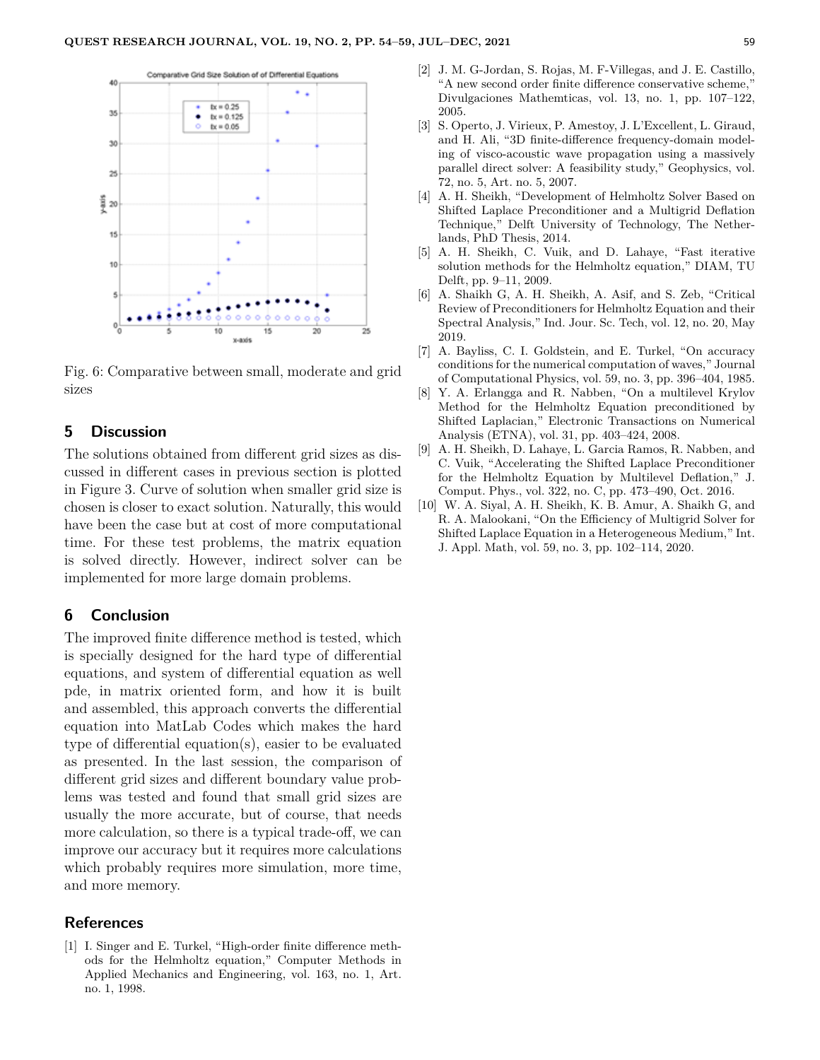Comparative Grid Size Solution of of Differential Equations

y-axis

x-axis

0
5
10
15
20
25
30
35
40

0
5
10
15
20
25

ts = 0.25
ts = 0.125
ts = 0.05

Fig. 6: Comparative between small, moderate and grid sizes

## 5 Discussion

The solutions obtained from different grid sizes as discussed in different cases in previous section is plotted in Figure 3. Curve of solution when smaller grid size is chosen is closer to exact solution. Naturally, this would have been the case but at cost of more computational time. For these test problems, the matrix equation is solved directly. However, indirect solver can be implemented for more large domain problems.

## 6 Conclusion

The improved finite difference method is tested, which is specially designed for the hard type of differential equations, and system of differential equation as well pde, in matrix oriented form, and how it is built and assembled, this approach converts the differential equation into MatLab Codes which makes the hard type of differential equation(s), easier to be evaluated as presented. In the last session, the comparison of different grid sizes and different boundary value problems was tested and found that small grid sizes are usually the more accurate, but of course, that needs more calculation, so there is a typical trade-off, we can improve our accuracy but it requires more calculations which probably requires more simulation, more time, and more memory.

## References

[1] I. Singer and E. Turkel, "High-order finite difference methods for the Helmholtz equation," Computer Methods in Applied Mechanics and Engineering, vol. 163, no. 1, Art. no. 1, 1998.

[2] J. M. G-Jordan, S. Rojas, M. F-Villegas, and J. E. Castillo, "A new second order finite difference conservative scheme," Divulgaciones Mathemticas, vol. 13, no. 1, pp. 107–122, 2005.

[3] S. Operto, J. Virieux, P. Amestoy, J. L'Excellent, L. Giraud, and H. Ali, "3D finite-difference frequency-domain modeling of visco-acoustic wave propagation using a massively parallel direct solver: A feasibility study," Geophysics, vol. 72, no. 5, Art. no. 5, 2007.

[4] A. H. Sheikh, "Development of Helmholtz Solver Based on Shifted Laplace Preconditioner and a Multigrid Deflation Technique," Delft University of Technology, The Netherlands, PhD Thesis, 2014.

[5] A. H. Sheikh, C. Vuik, and D. Lahaye, "Fast iterative solution methods for the Helmholtz equation," DIAM, TU Delft, pp. 9–11, 2009.

[6] A. Shaikh G, A. H. Sheikh, A. Asif, and S. Zeb, "Critical Review of Preconditioners for Helmholtz Equation and their Spectral Analysis," Ind. Jour. Sc. Tech, vol. 12, no. 20, May 2019.

[7] A. Bayliss, C. I. Goldstein, and E. Turkel, "On accuracy conditions for the numerical computation of waves," Journal of Computational Physics, vol. 59, no. 3, pp. 396–404, 1985.

[8] Y. A. Erlangga and R. Nabben, "On a multilevel Krylov Method for the Helmholtz Equation preconditioned by Shifted Laplacian," Electronic Transactions on Numerical Analysis (ETNA), vol. 31, pp. 403–424, 2008.

[9] A. H. Sheikh, D. Lahaye, L. Garcia Ramos, R. Nabben, and C. Vuik, "Accelerating the Shifted Laplace Preconditioner for the Helmholtz Equation by Multilevel Deflation," J. Comput. Phys., vol. 322, no. C, pp. 473–490, Oct. 2016.

[10] W. A. Siyal, A. H. Sheikh, K. B. Amur, A. Shaikh G, and R. A. Malookani, "On the Efficiency of Multigrid Solver for Shifted Laplace Equation in a Heterogeneous Medium," Int. J. Appl. Math, vol. 59, no. 3, pp. 102–114, 2020.